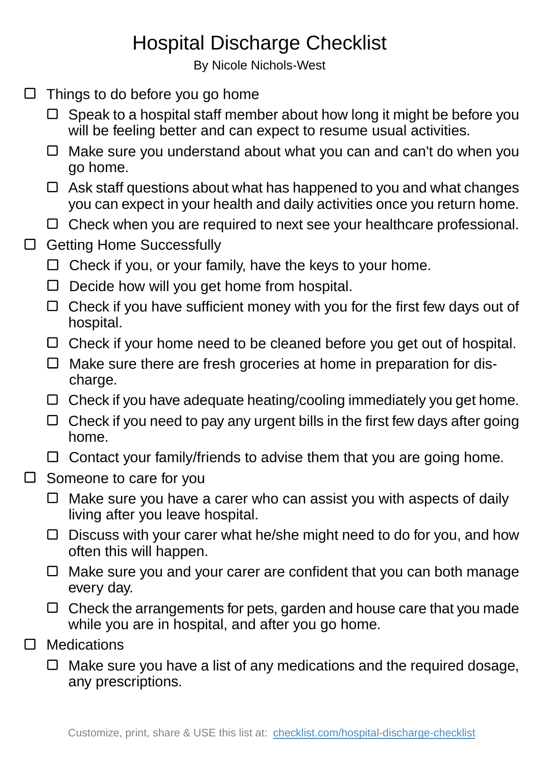# Hospital Discharge Checklist

By Nicole Nichols-West

- [ ] Things to do before you go home
  - [ ] Speak to a hospital staff member about how long it might be before you will be feeling better and can expect to resume usual activities.
  - [ ] Make sure you understand about what you can and can't do when you go home.
  - [ ] Ask staff questions about what has happened to you and what changes you can expect in your health and daily activities once you return home.
  - [ ] Check when you are required to next see your healthcare professional.
- [ ] Getting Home Successfully
  - [ ] Check if you, or your family, have the keys to your home.
  - [ ] Decide how will you get home from hospital.
  - [ ] Check if you have sufficient money with you for the first few days out of hospital.
  - [ ] Check if your home need to be cleaned before you get out of hospital.
  - [ ] Make sure there are fresh groceries at home in preparation for discharge.
  - [ ] Check if you have adequate heating/cooling immediately you get home.
  - [ ] Check if you need to pay any urgent bills in the first few days after going home.
  - [ ] Contact your family/friends to advise them that you are going home.
- [ ] Someone to care for you
  - [ ] Make sure you have a carer who can assist you with aspects of daily living after you leave hospital.
  - [ ] Discuss with your carer what he/she might need to do for you, and how often this will happen.
  - [ ] Make sure you and your carer are confident that you can both manage every day.
  - [ ] Check the arrangements for pets, garden and house care that you made while you are in hospital, and after you go home.
- [ ] Medications
  - [ ] Make sure you have a list of any medications and the required dosage, any prescriptions.

Customize, print, share & USE this list at: [checklist.com/hospital-discharge-checklist](https://checklist.com/hospital-discharge-checklist)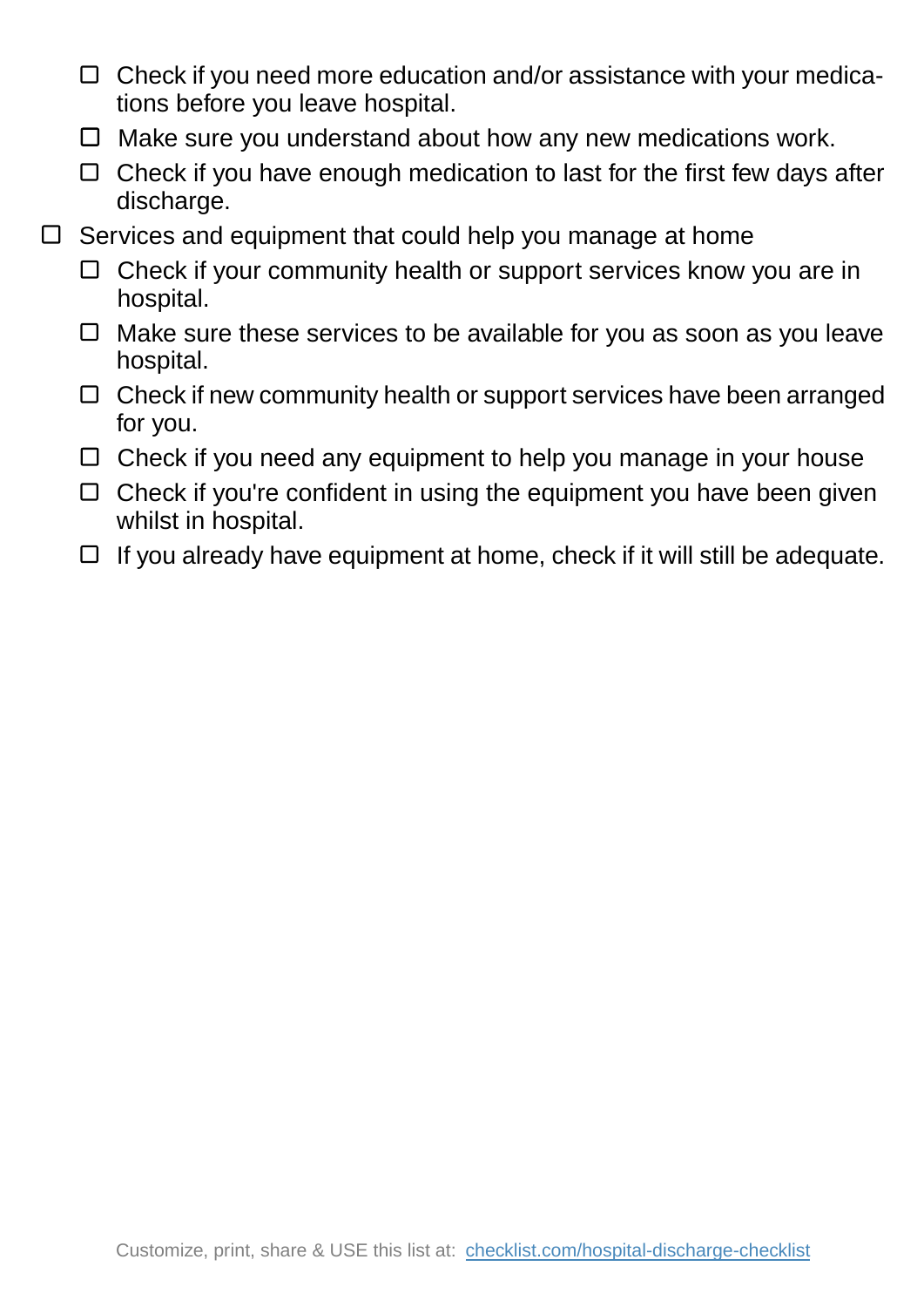- [ ] Check if you need more education and/or assistance with your medications before you leave hospital.
- [ ] Make sure you understand about how any new medications work.
- [ ] Check if you have enough medication to last for the first few days after discharge.

- [ ] Services and equipment that could help you manage at home
  - [ ] Check if your community health or support services know you are in hospital.
  - [ ] Make sure these services to be available for you as soon as you leave hospital.
  - [ ] Check if new community health or support services have been arranged for you.
  - [ ] Check if you need any equipment to help you manage in your house
  - [ ] Check if you're confident in using the equipment you have been given whilst in hospital.
  - [ ] If you already have equipment at home, check if it will still be adequate.

Customize, print, share & USE this list at: checklist.com/hospital-discharge-checklist